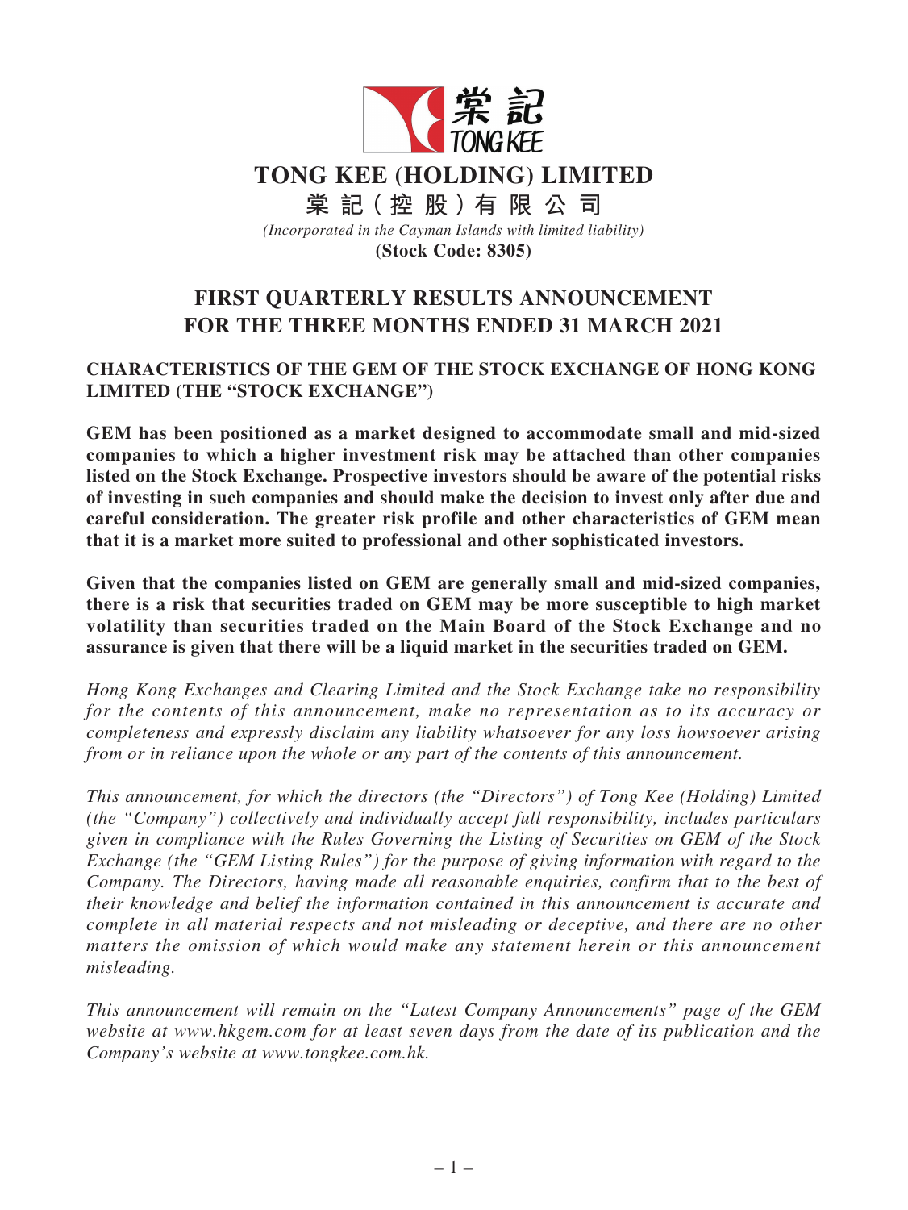# TONG KEE (HOLDING) LIMITED

# 棠記（控股）有限公司

*(Incorporated in the Cayman Islands with limited liability)*

**(Stock Code: 8305)**

## FIRST QUARTERLY RESULTS ANNOUNCEMENT FOR THE THREE MONTHS ENDED 31 MARCH 2021

### CHARACTERISTICS OF THE GEM OF THE STOCK EXCHANGE OF HONG KONG LIMITED (THE "STOCK EXCHANGE")

**GEM has been positioned as a market designed to accommodate small and mid-sized companies to which a higher investment risk may be attached than other companies listed on the Stock Exchange. Prospective investors should be aware of the potential risks of investing in such companies and should make the decision to invest only after due and careful consideration. The greater risk profile and other characteristics of GEM mean that it is a market more suited to professional and other sophisticated investors.**

**Given that the companies listed on GEM are generally small and mid-sized companies, there is a risk that securities traded on GEM may be more susceptible to high market volatility than securities traded on the Main Board of the Stock Exchange and no assurance is given that there will be a liquid market in the securities traded on GEM.**

*Hong Kong Exchanges and Clearing Limited and the Stock Exchange take no responsibility for the contents of this announcement, make no representation as to its accuracy or completeness and expressly disclaim any liability whatsoever for any loss howsoever arising from or in reliance upon the whole or any part of the contents of this announcement.*

*This announcement, for which the directors (the "Directors") of Tong Kee (Holding) Limited (the "Company") collectively and individually accept full responsibility, includes particulars given in compliance with the Rules Governing the Listing of Securities on GEM of the Stock Exchange (the "GEM Listing Rules") for the purpose of giving information with regard to the Company. The Directors, having made all reasonable enquiries, confirm that to the best of their knowledge and belief the information contained in this announcement is accurate and complete in all material respects and not misleading or deceptive, and there are no other matters the omission of which would make any statement herein or this announcement misleading.*

*This announcement will remain on the "Latest Company Announcements" page of the GEM website at www.hkgem.com for at least seven days from the date of its publication and the Company's website at www.tongkee.com.hk.*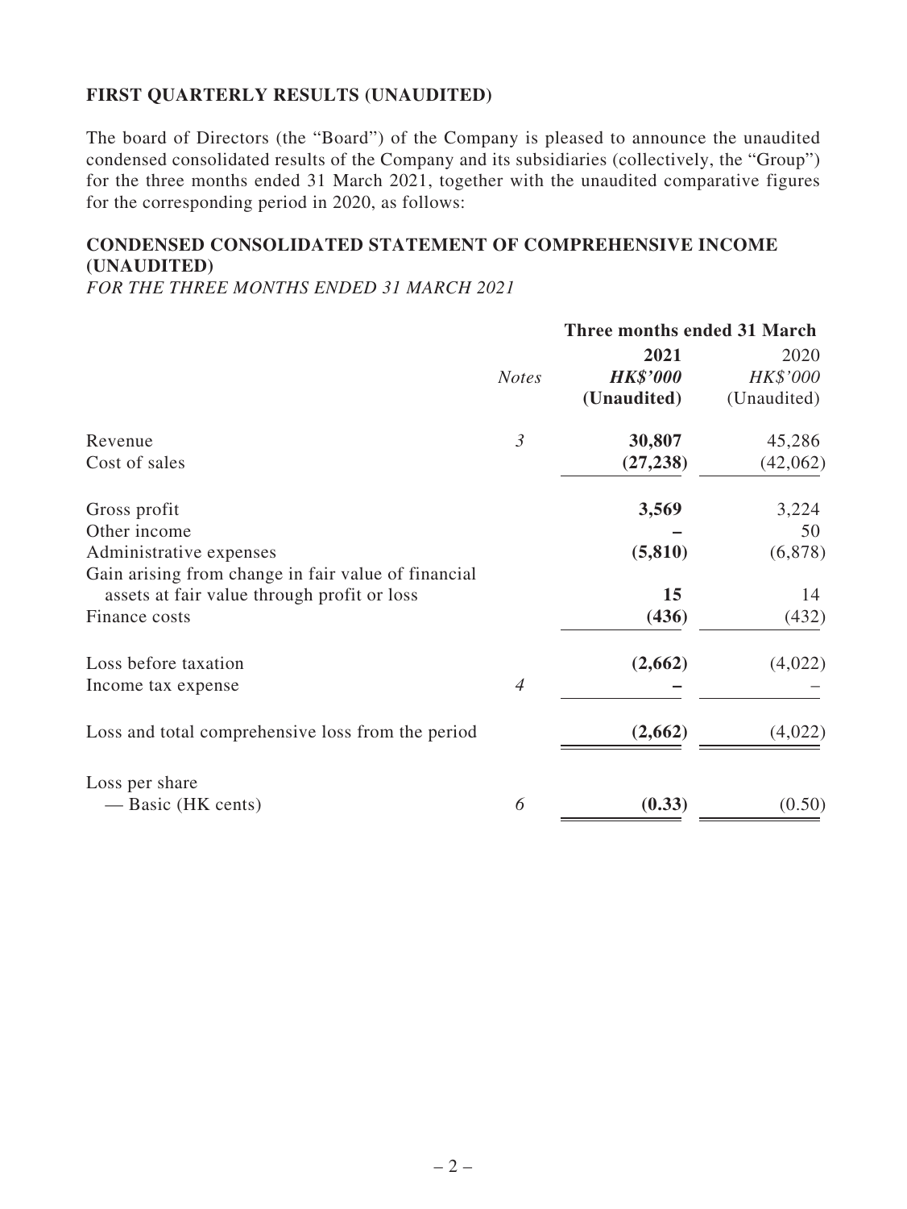## FIRST QUARTERLY RESULTS (UNAUDITED)

The board of Directors (the "Board") of the Company is pleased to announce the unaudited condensed consolidated results of the Company and its subsidiaries (collectively, the "Group") for the three months ended 31 March 2021, together with the unaudited comparative figures for the corresponding period in 2020, as follows:

## CONDENSED CONSOLIDATED STATEMENT OF COMPREHENSIVE INCOME (UNAUDITED)

*FOR THE THREE MONTHS ENDED 31 MARCH 2021*

| | | **Three months ended 31 March** | |
|---|---|---|---|
| | | **2021** | 2020 |
| | *Notes* | ***HK$'000*** | *HK$'000* |
| | | **(Unaudited)** | (Unaudited) |
| Revenue | *3* | **30,807** | 45,286 |
| Cost of sales | | **(27,238)** | (42,062) |
| Gross profit | | **3,569** | 3,224 |
| Other income | | **–** | 50 |
| Administrative expenses | | **(5,810)** | (6,878) |
| Gain arising from change in fair value of financial assets at fair value through profit or loss | | **15** | 14 |
| Finance costs | | **(436)** | (432) |
| Loss before taxation | | **(2,662)** | (4,022) |
| Income tax expense | *4* | **–** | – |
| Loss and total comprehensive loss from the period | | **(2,662)** | (4,022) |
| Loss per share | | | |
| — Basic (HK cents) | *6* | **(0.33)** | (0.50) |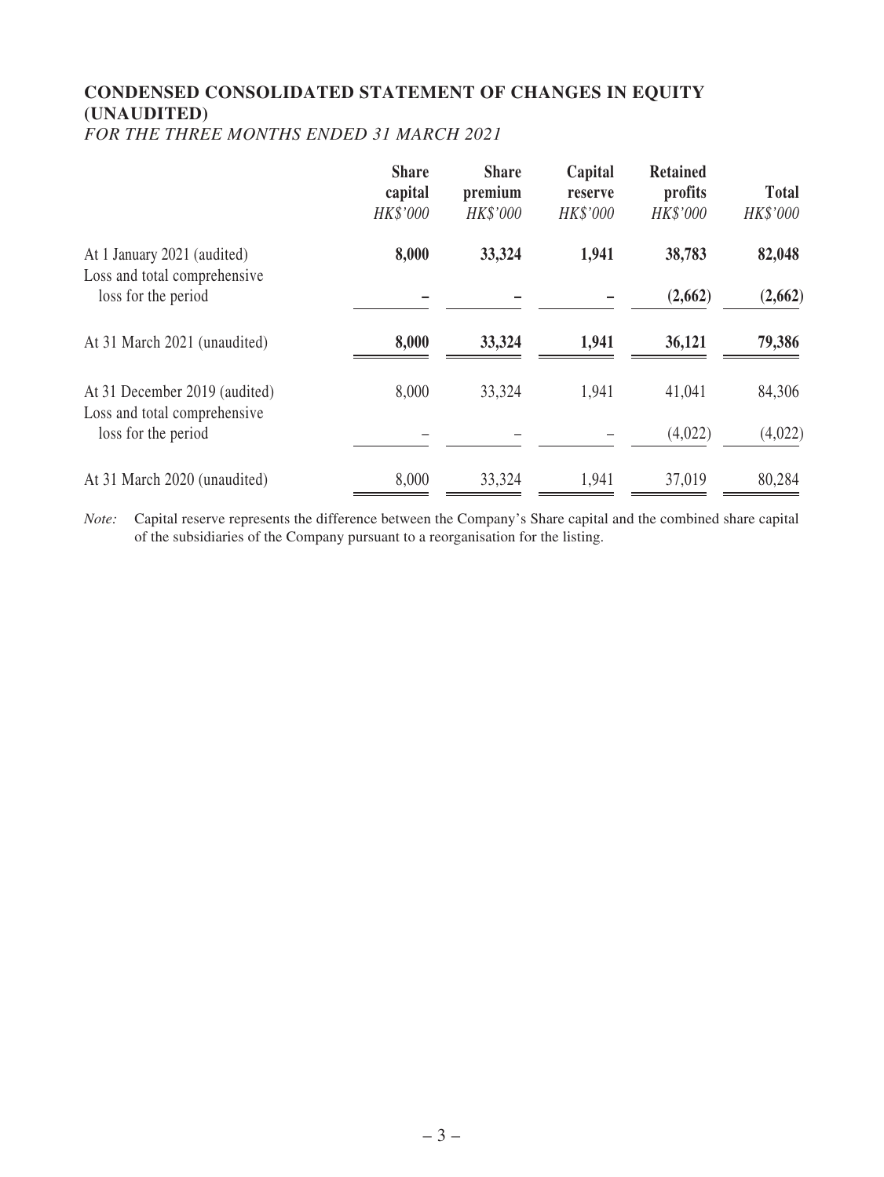## CONDENSED CONSOLIDATED STATEMENT OF CHANGES IN EQUITY (UNAUDITED)

*FOR THE THREE MONTHS ENDED 31 MARCH 2021*

| | **Share capital** *HK$'000* | **Share premium** *HK$'000* | **Capital reserve** *HK$'000* | **Retained profits** *HK$'000* | **Total** *HK$'000* |
|---|---|---|---|---|---|
| At 1 January 2021 (audited) | **8,000** | **33,324** | **1,941** | **38,783** | **82,048** |
| Loss and total comprehensive loss for the period | **–** | **–** | **–** | **(2,662)** | **(2,662)** |
| At 31 March 2021 (unaudited) | **8,000** | **33,324** | **1,941** | **36,121** | **79,386** |
| At 31 December 2019 (audited) | 8,000 | 33,324 | 1,941 | 41,041 | 84,306 |
| Loss and total comprehensive loss for the period | – | – | – | (4,022) | (4,022) |
| At 31 March 2020 (unaudited) | 8,000 | 33,324 | 1,941 | 37,019 | 80,284 |

*Note:* Capital reserve represents the difference between the Company's Share capital and the combined share capital of the subsidiaries of the Company pursuant to a reorganisation for the listing.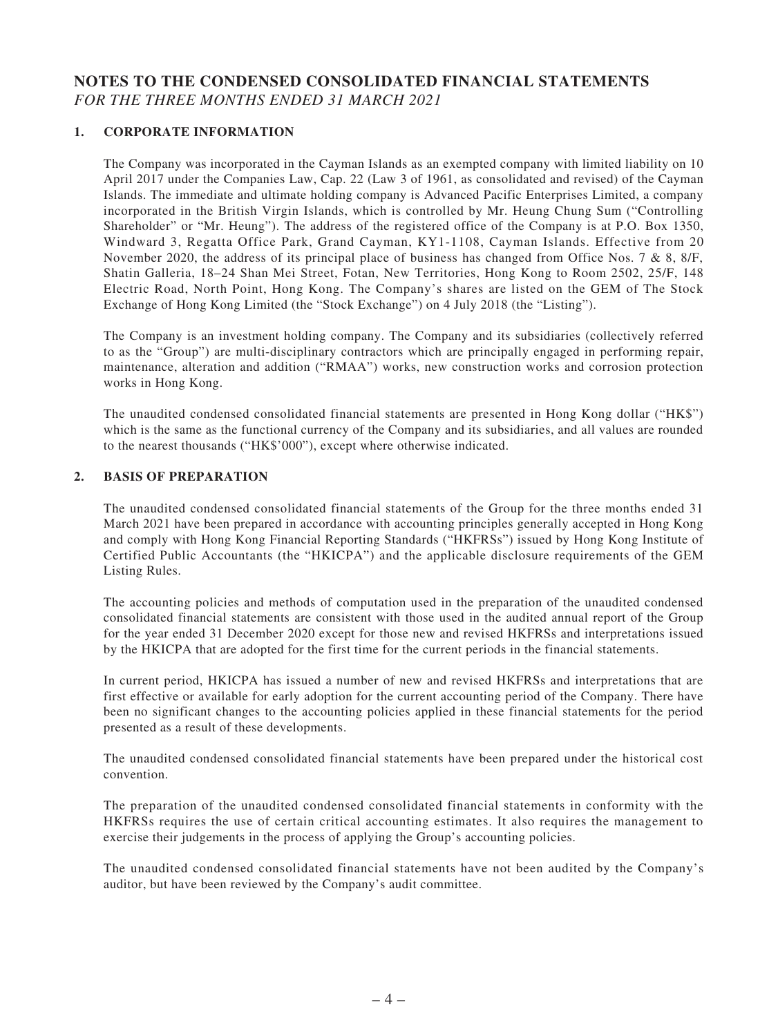# NOTES TO THE CONDENSED CONSOLIDATED FINANCIAL STATEMENTS

*FOR THE THREE MONTHS ENDED 31 MARCH 2021*

## 1. CORPORATE INFORMATION

The Company was incorporated in the Cayman Islands as an exempted company with limited liability on 10 April 2017 under the Companies Law, Cap. 22 (Law 3 of 1961, as consolidated and revised) of the Cayman Islands. The immediate and ultimate holding company is Advanced Pacific Enterprises Limited, a company incorporated in the British Virgin Islands, which is controlled by Mr. Heung Chung Sum ("Controlling Shareholder" or "Mr. Heung"). The address of the registered office of the Company is at P.O. Box 1350, Windward 3, Regatta Office Park, Grand Cayman, KY1-1108, Cayman Islands. Effective from 20 November 2020, the address of its principal place of business has changed from Office Nos. 7 & 8, 8/F, Shatin Galleria, 18–24 Shan Mei Street, Fotan, New Territories, Hong Kong to Room 2502, 25/F, 148 Electric Road, North Point, Hong Kong. The Company's shares are listed on the GEM of The Stock Exchange of Hong Kong Limited (the "Stock Exchange") on 4 July 2018 (the "Listing").

The Company is an investment holding company. The Company and its subsidiaries (collectively referred to as the "Group") are multi-disciplinary contractors which are principally engaged in performing repair, maintenance, alteration and addition ("RMAA") works, new construction works and corrosion protection works in Hong Kong.

The unaudited condensed consolidated financial statements are presented in Hong Kong dollar ("HK$") which is the same as the functional currency of the Company and its subsidiaries, and all values are rounded to the nearest thousands ("HK$'000"), except where otherwise indicated.

## 2. BASIS OF PREPARATION

The unaudited condensed consolidated financial statements of the Group for the three months ended 31 March 2021 have been prepared in accordance with accounting principles generally accepted in Hong Kong and comply with Hong Kong Financial Reporting Standards ("HKFRSs") issued by Hong Kong Institute of Certified Public Accountants (the "HKICPA") and the applicable disclosure requirements of the GEM Listing Rules.

The accounting policies and methods of computation used in the preparation of the unaudited condensed consolidated financial statements are consistent with those used in the audited annual report of the Group for the year ended 31 December 2020 except for those new and revised HKFRSs and interpretations issued by the HKICPA that are adopted for the first time for the current periods in the financial statements.

In current period, HKICPA has issued a number of new and revised HKFRSs and interpretations that are first effective or available for early adoption for the current accounting period of the Company. There have been no significant changes to the accounting policies applied in these financial statements for the period presented as a result of these developments.

The unaudited condensed consolidated financial statements have been prepared under the historical cost convention.

The preparation of the unaudited condensed consolidated financial statements in conformity with the HKFRSs requires the use of certain critical accounting estimates. It also requires the management to exercise their judgements in the process of applying the Group's accounting policies.

The unaudited condensed consolidated financial statements have not been audited by the Company's auditor, but have been reviewed by the Company's audit committee.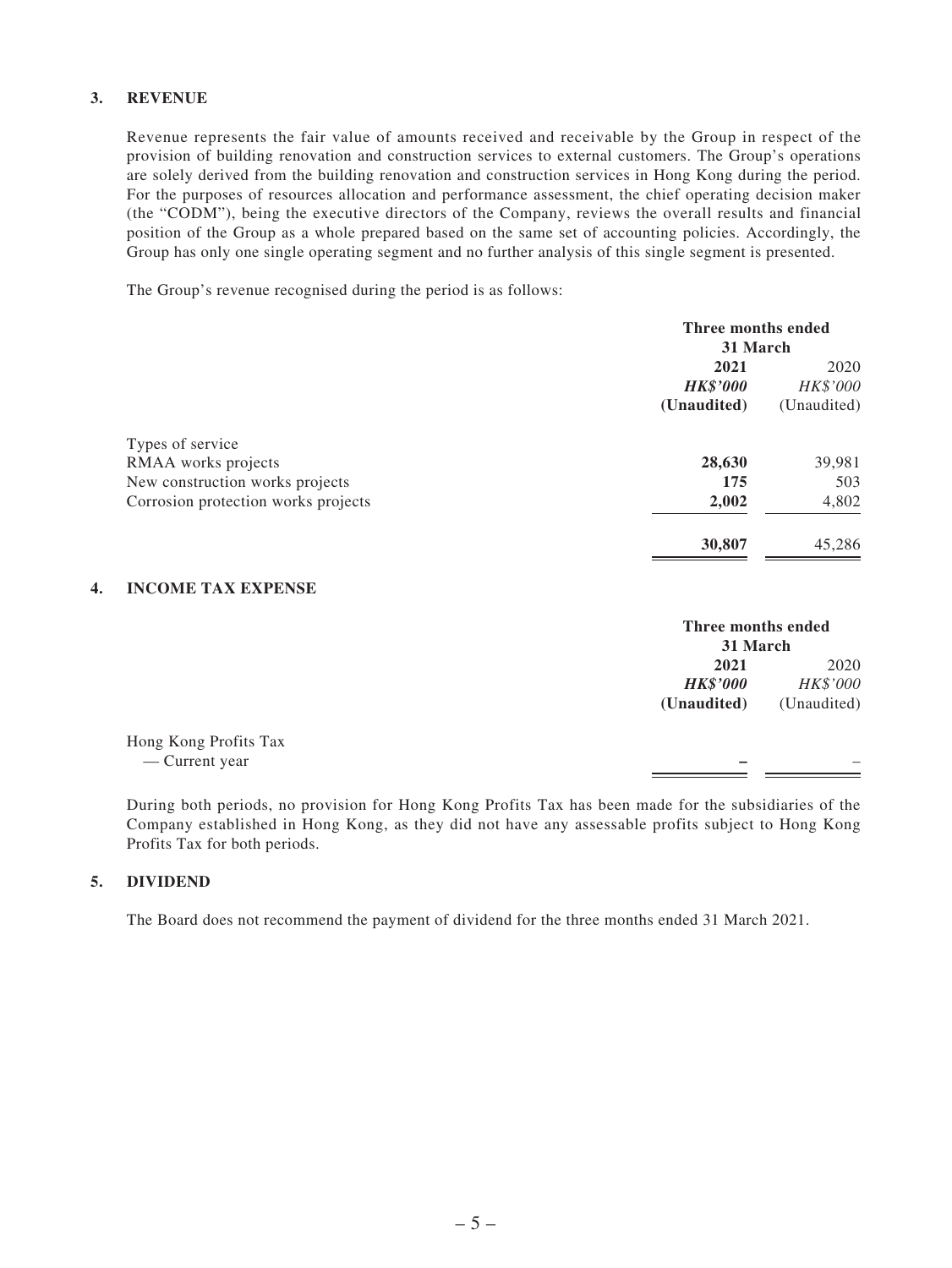## 3. REVENUE

Revenue represents the fair value of amounts received and receivable by the Group in respect of the provision of building renovation and construction services to external customers. The Group's operations are solely derived from the building renovation and construction services in Hong Kong during the period. For the purposes of resources allocation and performance assessment, the chief operating decision maker (the "CODM"), being the executive directors of the Company, reviews the overall results and financial position of the Group as a whole prepared based on the same set of accounting policies. Accordingly, the Group has only one single operating segment and no further analysis of this single segment is presented.

The Group's revenue recognised during the period is as follows:

| | Three months ended 31 March | |
|---|---|---|
| | **2021** | 2020 |
| | ***HK$'000*** | *HK$'000* |
| | **(Unaudited)** | (Unaudited) |
| Types of service | | |
| RMAA works projects | **28,630** | 39,981 |
| New construction works projects | **175** | 503 |
| Corrosion protection works projects | **2,002** | 4,802 |
| | **30,807** | 45,286 |

## 4. INCOME TAX EXPENSE

| | Three months ended 31 March | |
|---|---|---|
| | **2021** | 2020 |
| | ***HK$'000*** | *HK$'000* |
| | **(Unaudited)** | (Unaudited) |
| Hong Kong Profits Tax | | |
| — Current year | **–** | – |

During both periods, no provision for Hong Kong Profits Tax has been made for the subsidiaries of the Company established in Hong Kong, as they did not have any assessable profits subject to Hong Kong Profits Tax for both periods.

## 5. DIVIDEND

The Board does not recommend the payment of dividend for the three months ended 31 March 2021.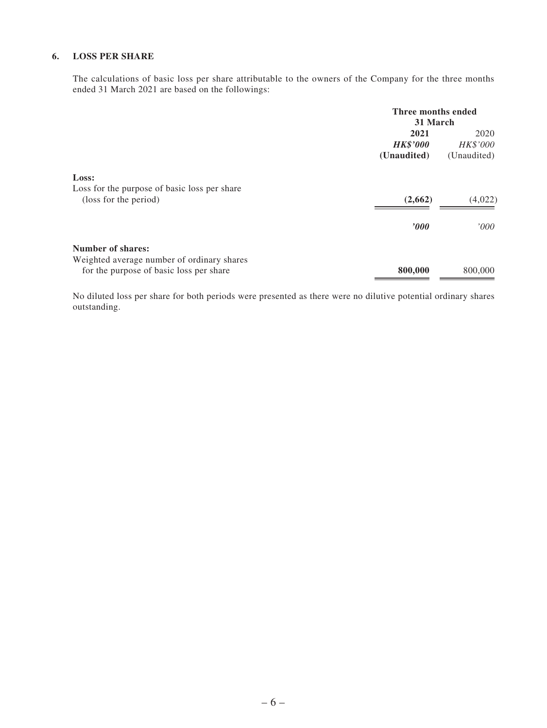### 6. LOSS PER SHARE

The calculations of basic loss per share attributable to the owners of the Company for the three months ended 31 March 2021 are based on the followings:

| | Three months ended 31 March | |
|---|---|---|
| | **2021** | 2020 |
| | ***HK$'000*** | *HK$'000* |
| | **(Unaudited)** | (Unaudited) |
| **Loss:** | | |
| Loss for the purpose of basic loss per share (loss for the period) | **(2,662)** | (4,022) |
| | ***'000*** | *'000* |
| **Number of shares:** | | |
| Weighted average number of ordinary shares for the purpose of basic loss per share | **800,000** | 800,000 |

No diluted loss per share for both periods were presented as there were no dilutive potential ordinary shares outstanding.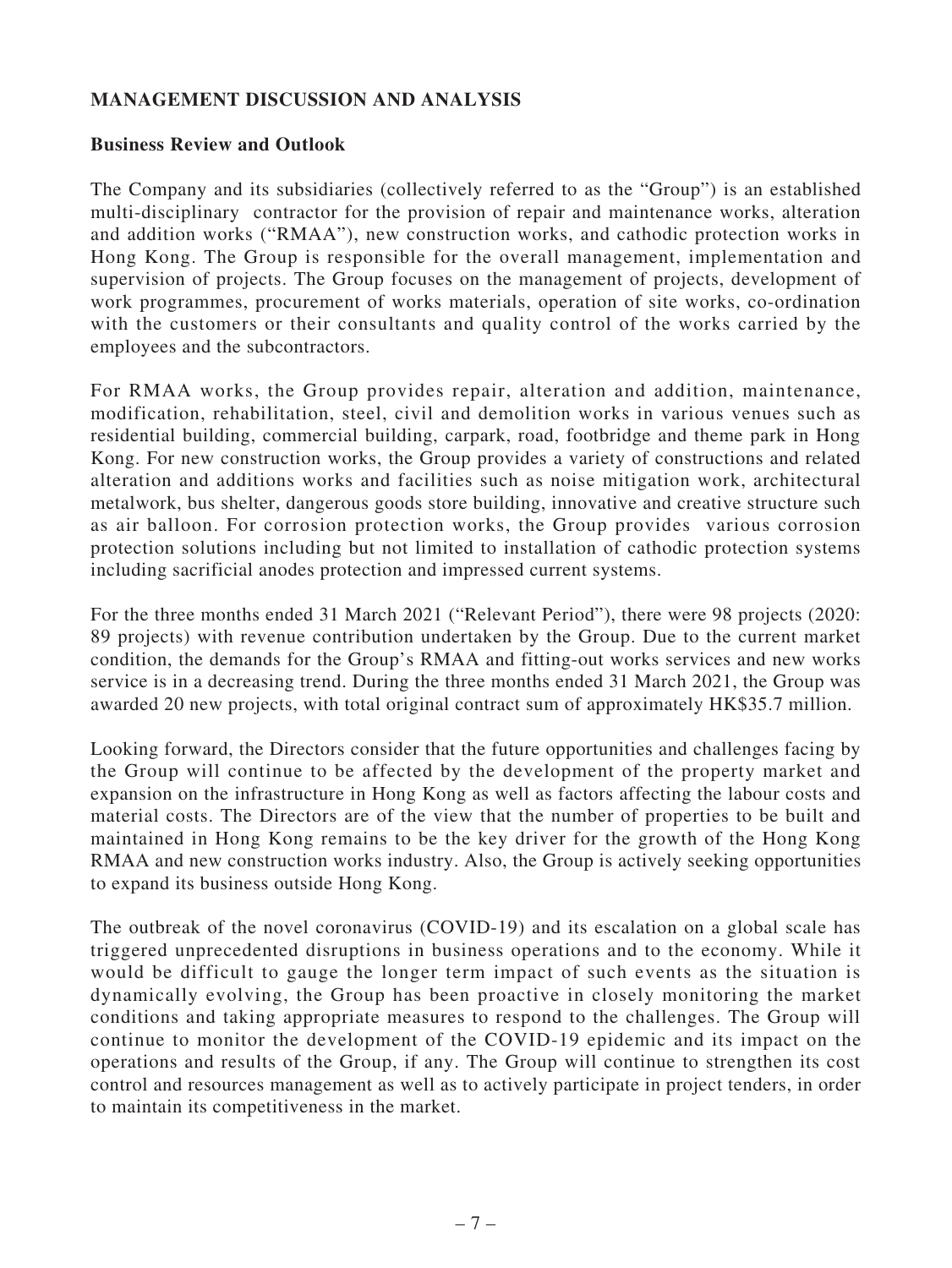## MANAGEMENT DISCUSSION AND ANALYSIS

### Business Review and Outlook

The Company and its subsidiaries (collectively referred to as the "Group") is an established multi-disciplinary contractor for the provision of repair and maintenance works, alteration and addition works ("RMAA"), new construction works, and cathodic protection works in Hong Kong. The Group is responsible for the overall management, implementation and supervision of projects. The Group focuses on the management of projects, development of work programmes, procurement of works materials, operation of site works, co-ordination with the customers or their consultants and quality control of the works carried by the employees and the subcontractors.

For RMAA works, the Group provides repair, alteration and addition, maintenance, modification, rehabilitation, steel, civil and demolition works in various venues such as residential building, commercial building, carpark, road, footbridge and theme park in Hong Kong. For new construction works, the Group provides a variety of constructions and related alteration and additions works and facilities such as noise mitigation work, architectural metalwork, bus shelter, dangerous goods store building, innovative and creative structure such as air balloon. For corrosion protection works, the Group provides various corrosion protection solutions including but not limited to installation of cathodic protection systems including sacrificial anodes protection and impressed current systems.

For the three months ended 31 March 2021 ("Relevant Period"), there were 98 projects (2020: 89 projects) with revenue contribution undertaken by the Group. Due to the current market condition, the demands for the Group's RMAA and fitting-out works services and new works service is in a decreasing trend. During the three months ended 31 March 2021, the Group was awarded 20 new projects, with total original contract sum of approximately HK$35.7 million.

Looking forward, the Directors consider that the future opportunities and challenges facing by the Group will continue to be affected by the development of the property market and expansion on the infrastructure in Hong Kong as well as factors affecting the labour costs and material costs. The Directors are of the view that the number of properties to be built and maintained in Hong Kong remains to be the key driver for the growth of the Hong Kong RMAA and new construction works industry. Also, the Group is actively seeking opportunities to expand its business outside Hong Kong.

The outbreak of the novel coronavirus (COVID-19) and its escalation on a global scale has triggered unprecedented disruptions in business operations and to the economy. While it would be difficult to gauge the longer term impact of such events as the situation is dynamically evolving, the Group has been proactive in closely monitoring the market conditions and taking appropriate measures to respond to the challenges. The Group will continue to monitor the development of the COVID-19 epidemic and its impact on the operations and results of the Group, if any. The Group will continue to strengthen its cost control and resources management as well as to actively participate in project tenders, in order to maintain its competitiveness in the market.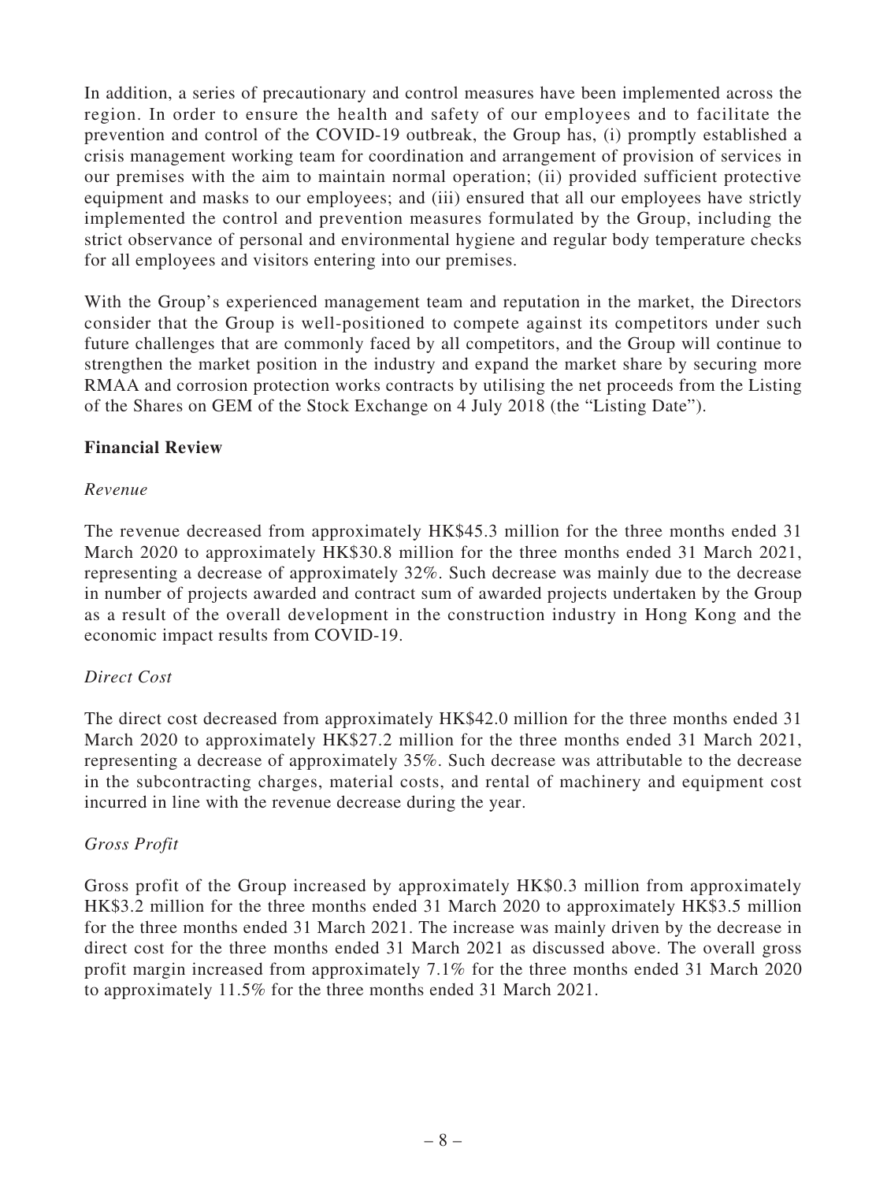In addition, a series of precautionary and control measures have been implemented across the region. In order to ensure the health and safety of our employees and to facilitate the prevention and control of the COVID-19 outbreak, the Group has, (i) promptly established a crisis management working team for coordination and arrangement of provision of services in our premises with the aim to maintain normal operation; (ii) provided sufficient protective equipment and masks to our employees; and (iii) ensured that all our employees have strictly implemented the control and prevention measures formulated by the Group, including the strict observance of personal and environmental hygiene and regular body temperature checks for all employees and visitors entering into our premises.

With the Group's experienced management team and reputation in the market, the Directors consider that the Group is well-positioned to compete against its competitors under such future challenges that are commonly faced by all competitors, and the Group will continue to strengthen the market position in the industry and expand the market share by securing more RMAA and corrosion protection works contracts by utilising the net proceeds from the Listing of the Shares on GEM of the Stock Exchange on 4 July 2018 (the "Listing Date").

**Financial Review**

*Revenue*

The revenue decreased from approximately HK$45.3 million for the three months ended 31 March 2020 to approximately HK$30.8 million for the three months ended 31 March 2021, representing a decrease of approximately 32%. Such decrease was mainly due to the decrease in number of projects awarded and contract sum of awarded projects undertaken by the Group as a result of the overall development in the construction industry in Hong Kong and the economic impact results from COVID-19.

*Direct Cost*

The direct cost decreased from approximately HK$42.0 million for the three months ended 31 March 2020 to approximately HK$27.2 million for the three months ended 31 March 2021, representing a decrease of approximately 35%. Such decrease was attributable to the decrease in the subcontracting charges, material costs, and rental of machinery and equipment cost incurred in line with the revenue decrease during the year.

*Gross Profit*

Gross profit of the Group increased by approximately HK$0.3 million from approximately HK$3.2 million for the three months ended 31 March 2020 to approximately HK$3.5 million for the three months ended 31 March 2021. The increase was mainly driven by the decrease in direct cost for the three months ended 31 March 2021 as discussed above. The overall gross profit margin increased from approximately 7.1% for the three months ended 31 March 2020 to approximately 11.5% for the three months ended 31 March 2021.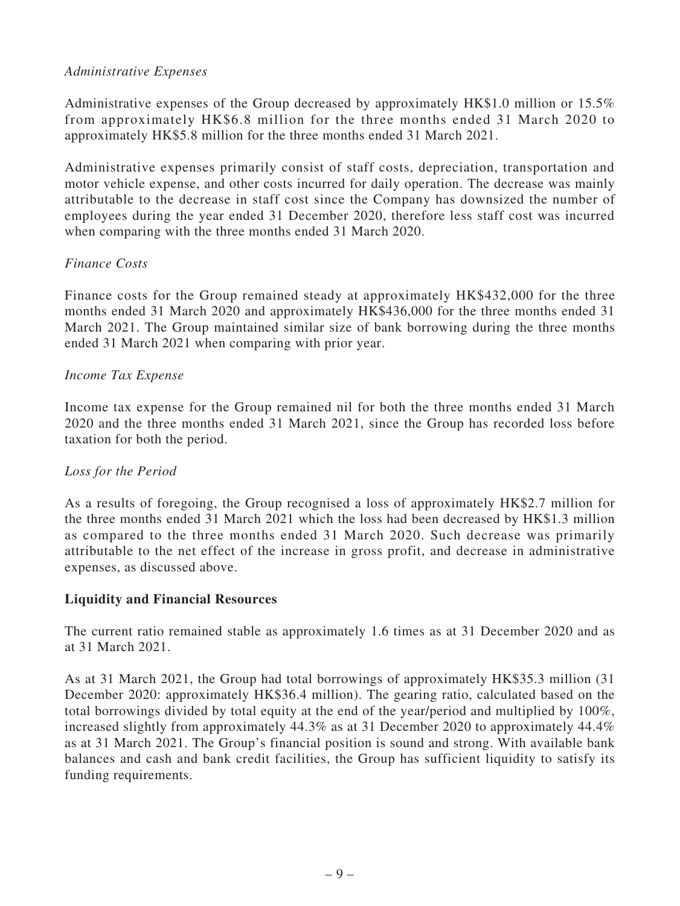*Administrative Expenses*

Administrative expenses of the Group decreased by approximately HK$1.0 million or 15.5% from approximately HK$6.8 million for the three months ended 31 March 2020 to approximately HK$5.8 million for the three months ended 31 March 2021.

Administrative expenses primarily consist of staff costs, depreciation, transportation and motor vehicle expense, and other costs incurred for daily operation. The decrease was mainly attributable to the decrease in staff cost since the Company has downsized the number of employees during the year ended 31 December 2020, therefore less staff cost was incurred when comparing with the three months ended 31 March 2020.

*Finance Costs*

Finance costs for the Group remained steady at approximately HK$432,000 for the three months ended 31 March 2020 and approximately HK$436,000 for the three months ended 31 March 2021. The Group maintained similar size of bank borrowing during the three months ended 31 March 2021 when comparing with prior year.

*Income Tax Expense*

Income tax expense for the Group remained nil for both the three months ended 31 March 2020 and the three months ended 31 March 2021, since the Group has recorded loss before taxation for both the period.

*Loss for the Period*

As a results of foregoing, the Group recognised a loss of approximately HK$2.7 million for the three months ended 31 March 2021 which the loss had been decreased by HK$1.3 million as compared to the three months ended 31 March 2020. Such decrease was primarily attributable to the net effect of the increase in gross profit, and decrease in administrative expenses, as discussed above.

**Liquidity and Financial Resources**

The current ratio remained stable as approximately 1.6 times as at 31 December 2020 and as at 31 March 2021.

As at 31 March 2021, the Group had total borrowings of approximately HK$35.3 million (31 December 2020: approximately HK$36.4 million). The gearing ratio, calculated based on the total borrowings divided by total equity at the end of the year/period and multiplied by 100%, increased slightly from approximately 44.3% as at 31 December 2020 to approximately 44.4% as at 31 March 2021. The Group's financial position is sound and strong. With available bank balances and cash and bank credit facilities, the Group has sufficient liquidity to satisfy its funding requirements.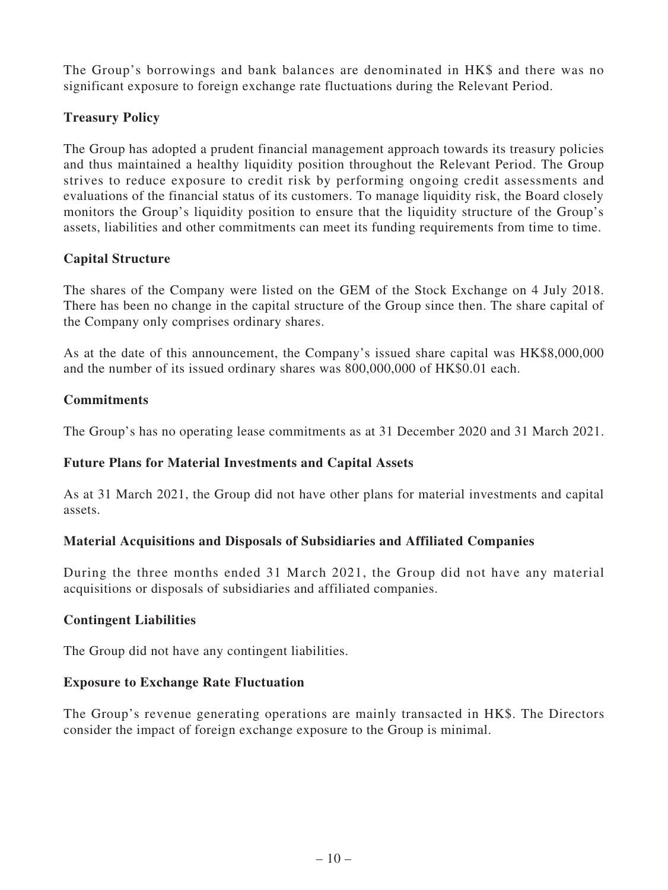The Group's borrowings and bank balances are denominated in HK$ and there was no significant exposure to foreign exchange rate fluctuations during the Relevant Period.

### Treasury Policy

The Group has adopted a prudent financial management approach towards its treasury policies and thus maintained a healthy liquidity position throughout the Relevant Period. The Group strives to reduce exposure to credit risk by performing ongoing credit assessments and evaluations of the financial status of its customers. To manage liquidity risk, the Board closely monitors the Group's liquidity position to ensure that the liquidity structure of the Group's assets, liabilities and other commitments can meet its funding requirements from time to time.

### Capital Structure

The shares of the Company were listed on the GEM of the Stock Exchange on 4 July 2018. There has been no change in the capital structure of the Group since then. The share capital of the Company only comprises ordinary shares.

As at the date of this announcement, the Company's issued share capital was HK$8,000,000 and the number of its issued ordinary shares was 800,000,000 of HK$0.01 each.

### Commitments

The Group's has no operating lease commitments as at 31 December 2020 and 31 March 2021.

### Future Plans for Material Investments and Capital Assets

As at 31 March 2021, the Group did not have other plans for material investments and capital assets.

### Material Acquisitions and Disposals of Subsidiaries and Affiliated Companies

During the three months ended 31 March 2021, the Group did not have any material acquisitions or disposals of subsidiaries and affiliated companies.

### Contingent Liabilities

The Group did not have any contingent liabilities.

### Exposure to Exchange Rate Fluctuation

The Group's revenue generating operations are mainly transacted in HK$. The Directors consider the impact of foreign exchange exposure to the Group is minimal.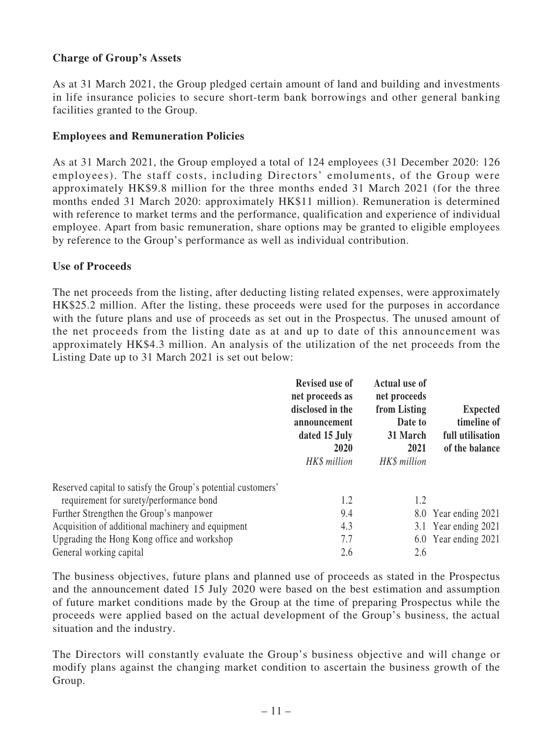**Charge of Group's Assets**

As at 31 March 2021, the Group pledged certain amount of land and building and investments in life insurance policies to secure short-term bank borrowings and other general banking facilities granted to the Group.

**Employees and Remuneration Policies**

As at 31 March 2021, the Group employed a total of 124 employees (31 December 2020: 126 employees). The staff costs, including Directors' emoluments, of the Group were approximately HK$9.8 million for the three months ended 31 March 2021 (for the three months ended 31 March 2020: approximately HK$11 million). Remuneration is determined with reference to market terms and the performance, qualification and experience of individual employee. Apart from basic remuneration, share options may be granted to eligible employees by reference to the Group's performance as well as individual contribution.

**Use of Proceeds**

The net proceeds from the listing, after deducting listing related expenses, were approximately HK$25.2 million. After the listing, these proceeds were used for the purposes in accordance with the future plans and use of proceeds as set out in the Prospectus. The unused amount of the net proceeds from the listing date as at and up to date of this announcement was approximately HK$4.3 million. An analysis of the utilization of the net proceeds from the Listing Date up to 31 March 2021 is set out below:

| | Revised use of net proceeds as disclosed in the announcement dated 15 July 2020 | Actual use of net proceeds from Listing Date to 31 March 2021 | Expected timeline of full utilisation of the balance |
|---|---|---|---|
| | *HK$ million* | *HK$ million* | |
| Reserved capital to satisfy the Group's potential customers' requirement for surety/performance bond | 1.2 | 1.2 | |
| Further Strengthen the Group's manpower | 9.4 | 8.0 | Year ending 2021 |
| Acquisition of additional machinery and equipment | 4.3 | 3.1 | Year ending 2021 |
| Upgrading the Hong Kong office and workshop | 7.7 | 6.0 | Year ending 2021 |
| General working capital | 2.6 | 2.6 | |

The business objectives, future plans and planned use of proceeds as stated in the Prospectus and the announcement dated 15 July 2020 were based on the best estimation and assumption of future market conditions made by the Group at the time of preparing Prospectus while the proceeds were applied based on the actual development of the Group's business, the actual situation and the industry.

The Directors will constantly evaluate the Group's business objective and will change or modify plans against the changing market condition to ascertain the business growth of the Group.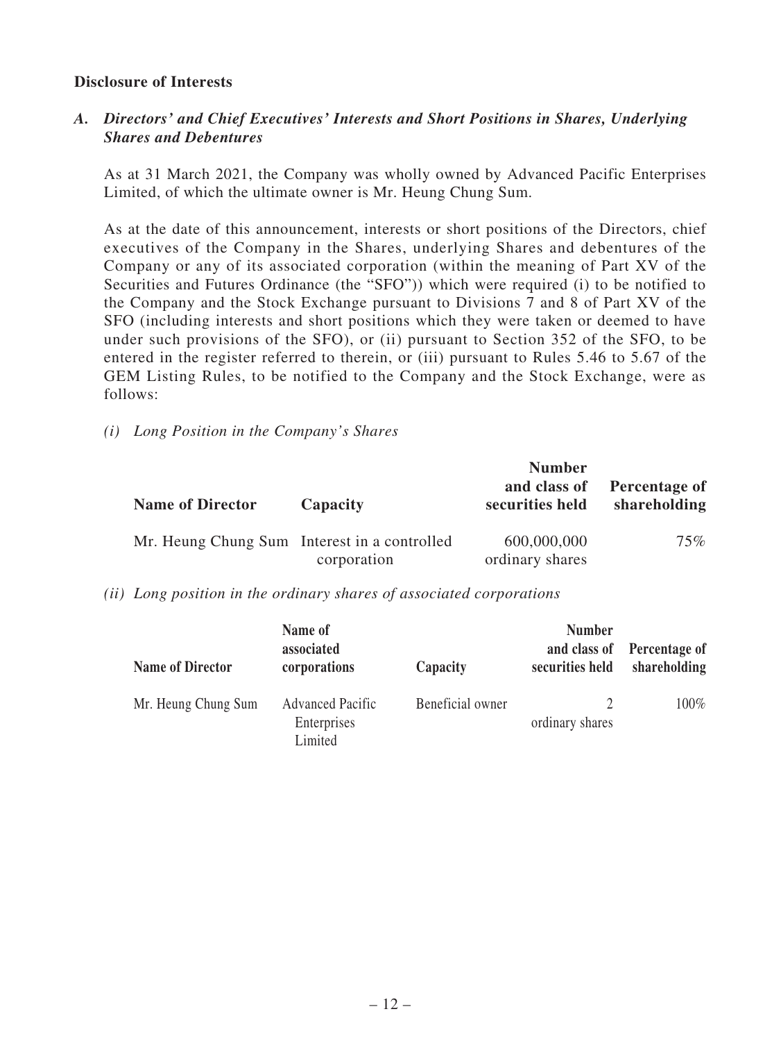**Disclosure of Interests**

***A. Directors' and Chief Executives' Interests and Short Positions in Shares, Underlying Shares and Debentures***

As at 31 March 2021, the Company was wholly owned by Advanced Pacific Enterprises Limited, of which the ultimate owner is Mr. Heung Chung Sum.

As at the date of this announcement, interests or short positions of the Directors, chief executives of the Company in the Shares, underlying Shares and debentures of the Company or any of its associated corporation (within the meaning of Part XV of the Securities and Futures Ordinance (the "SFO")) which were required (i) to be notified to the Company and the Stock Exchange pursuant to Divisions 7 and 8 of Part XV of the SFO (including interests and short positions which they were taken or deemed to have under such provisions of the SFO), or (ii) pursuant to Section 352 of the SFO, to be entered in the register referred to therein, or (iii) pursuant to Rules 5.46 to 5.67 of the GEM Listing Rules, to be notified to the Company and the Stock Exchange, were as follows:

*(i) Long Position in the Company's Shares*

| Name of Director | Capacity | Number and class of securities held | Percentage of shareholding |
|---|---|---|---|
| Mr. Heung Chung Sum | Interest in a controlled corporation | 600,000,000 ordinary shares | 75% |

*(ii) Long position in the ordinary shares of associated corporations*

| Name of Director | Name of associated corporations | Capacity | Number and class of securities held | Percentage of shareholding |
|---|---|---|---|---|
| Mr. Heung Chung Sum | Advanced Pacific Enterprises Limited | Beneficial owner | 2 ordinary shares | 100% |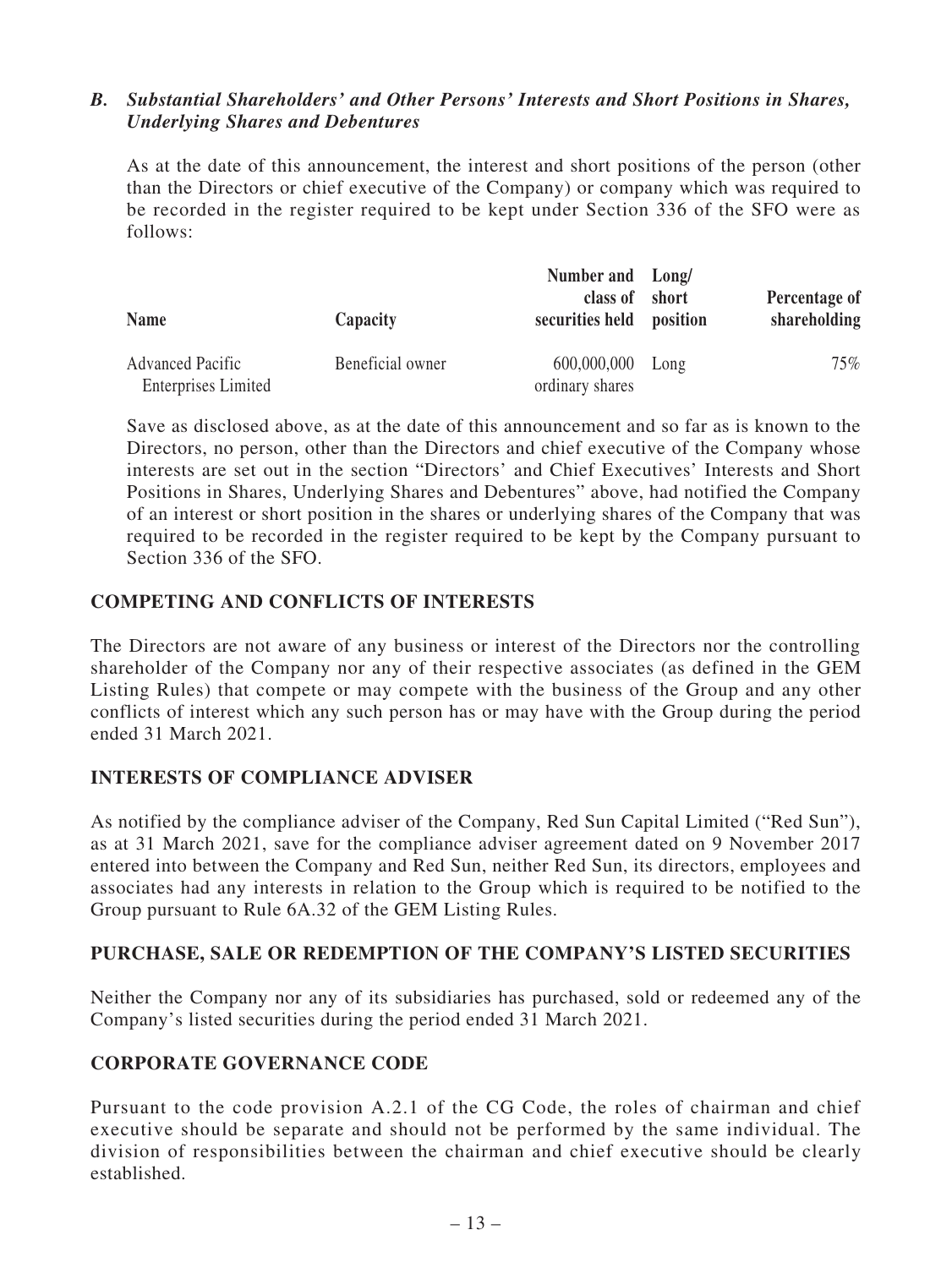### *B. Substantial Shareholders' and Other Persons' Interests and Short Positions in Shares, Underlying Shares and Debentures*

As at the date of this announcement, the interest and short positions of the person (other than the Directors or chief executive of the Company) or company which was required to be recorded in the register required to be kept under Section 336 of the SFO were as follows:

| Name | Capacity | Number and class of securities held | Long/ short position | Percentage of shareholding |
|---|---|---|---|---|
| Advanced Pacific Enterprises Limited | Beneficial owner | 600,000,000 ordinary shares | Long | 75% |

Save as disclosed above, as at the date of this announcement and so far as is known to the Directors, no person, other than the Directors and chief executive of the Company whose interests are set out in the section "Directors' and Chief Executives' Interests and Short Positions in Shares, Underlying Shares and Debentures" above, had notified the Company of an interest or short position in the shares or underlying shares of the Company that was required to be recorded in the register required to be kept by the Company pursuant to Section 336 of the SFO.

## COMPETING AND CONFLICTS OF INTERESTS

The Directors are not aware of any business or interest of the Directors nor the controlling shareholder of the Company nor any of their respective associates (as defined in the GEM Listing Rules) that compete or may compete with the business of the Group and any other conflicts of interest which any such person has or may have with the Group during the period ended 31 March 2021.

## INTERESTS OF COMPLIANCE ADVISER

As notified by the compliance adviser of the Company, Red Sun Capital Limited ("Red Sun"), as at 31 March 2021, save for the compliance adviser agreement dated on 9 November 2017 entered into between the Company and Red Sun, neither Red Sun, its directors, employees and associates had any interests in relation to the Group which is required to be notified to the Group pursuant to Rule 6A.32 of the GEM Listing Rules.

## PURCHASE, SALE OR REDEMPTION OF THE COMPANY'S LISTED SECURITIES

Neither the Company nor any of its subsidiaries has purchased, sold or redeemed any of the Company's listed securities during the period ended 31 March 2021.

## CORPORATE GOVERNANCE CODE

Pursuant to the code provision A.2.1 of the CG Code, the roles of chairman and chief executive should be separate and should not be performed by the same individual. The division of responsibilities between the chairman and chief executive should be clearly established.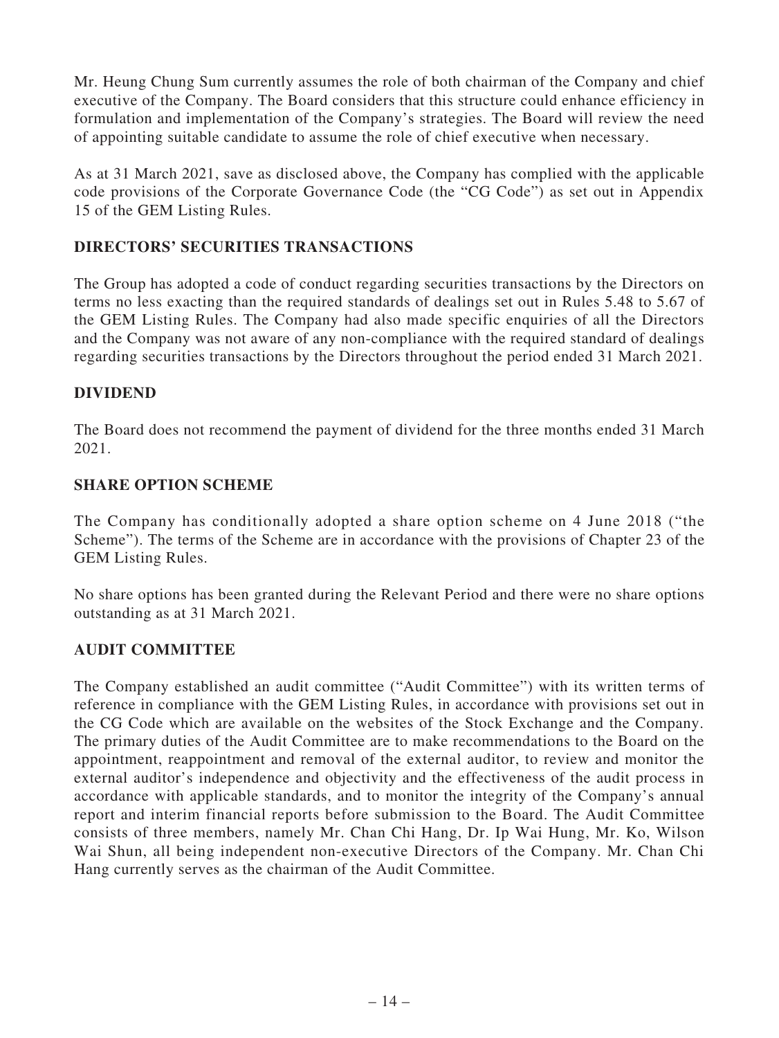Mr. Heung Chung Sum currently assumes the role of both chairman of the Company and chief executive of the Company. The Board considers that this structure could enhance efficiency in formulation and implementation of the Company's strategies. The Board will review the need of appointing suitable candidate to assume the role of chief executive when necessary.

As at 31 March 2021, save as disclosed above, the Company has complied with the applicable code provisions of the Corporate Governance Code (the "CG Code") as set out in Appendix 15 of the GEM Listing Rules.

## DIRECTORS' SECURITIES TRANSACTIONS

The Group has adopted a code of conduct regarding securities transactions by the Directors on terms no less exacting than the required standards of dealings set out in Rules 5.48 to 5.67 of the GEM Listing Rules. The Company had also made specific enquiries of all the Directors and the Company was not aware of any non-compliance with the required standard of dealings regarding securities transactions by the Directors throughout the period ended 31 March 2021.

## DIVIDEND

The Board does not recommend the payment of dividend for the three months ended 31 March 2021.

## SHARE OPTION SCHEME

The Company has conditionally adopted a share option scheme on 4 June 2018 ("the Scheme"). The terms of the Scheme are in accordance with the provisions of Chapter 23 of the GEM Listing Rules.

No share options has been granted during the Relevant Period and there were no share options outstanding as at 31 March 2021.

## AUDIT COMMITTEE

The Company established an audit committee ("Audit Committee") with its written terms of reference in compliance with the GEM Listing Rules, in accordance with provisions set out in the CG Code which are available on the websites of the Stock Exchange and the Company. The primary duties of the Audit Committee are to make recommendations to the Board on the appointment, reappointment and removal of the external auditor, to review and monitor the external auditor's independence and objectivity and the effectiveness of the audit process in accordance with applicable standards, and to monitor the integrity of the Company's annual report and interim financial reports before submission to the Board. The Audit Committee consists of three members, namely Mr. Chan Chi Hang, Dr. Ip Wai Hung, Mr. Ko, Wilson Wai Shun, all being independent non-executive Directors of the Company. Mr. Chan Chi Hang currently serves as the chairman of the Audit Committee.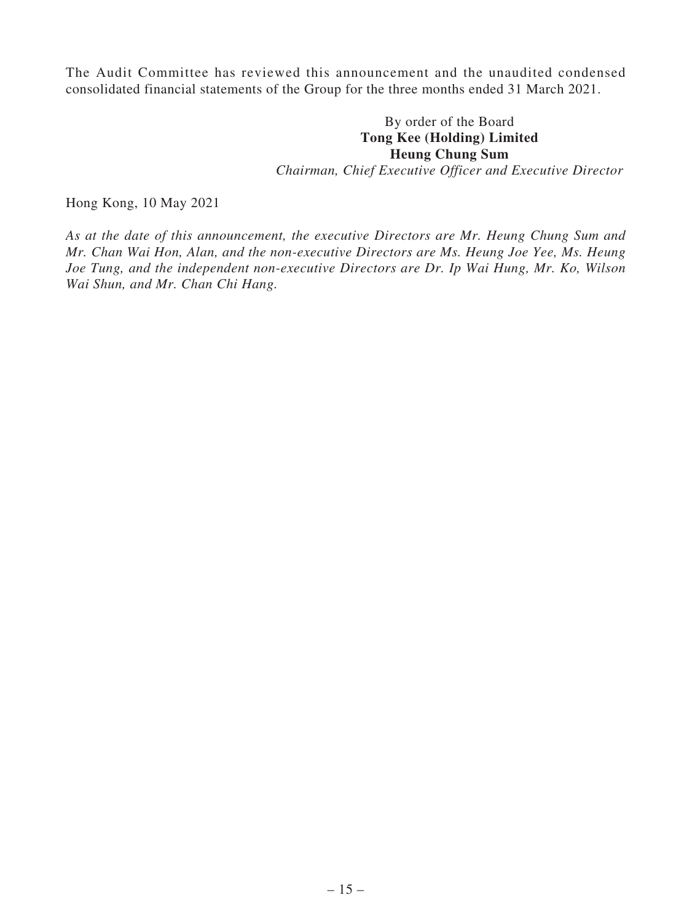The Audit Committee has reviewed this announcement and the unaudited condensed consolidated financial statements of the Group for the three months ended 31 March 2021.

By order of the Board
**Tong Kee (Holding) Limited**
**Heung Chung Sum**
*Chairman, Chief Executive Officer and Executive Director*

Hong Kong, 10 May 2021

*As at the date of this announcement, the executive Directors are Mr. Heung Chung Sum and Mr. Chan Wai Hon, Alan, and the non-executive Directors are Ms. Heung Joe Yee, Ms. Heung Joe Tung, and the independent non-executive Directors are Dr. Ip Wai Hung, Mr. Ko, Wilson Wai Shun, and Mr. Chan Chi Hang.*